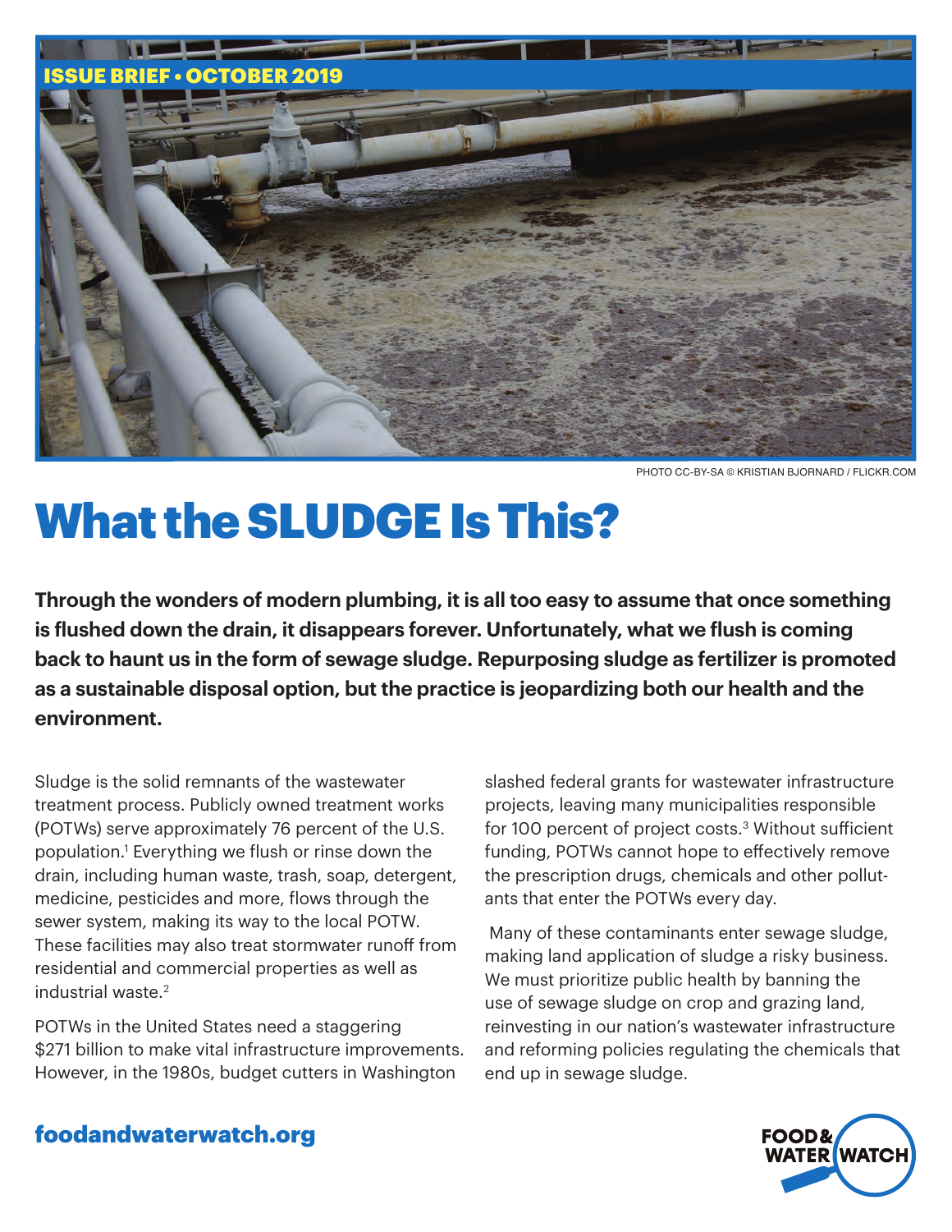ISSUE BRIEF • OCTOBER 2019

PHOTO CC-BY-SA © KRISTIAN BJORNARD / FLICKR.COM

# What the SLUDGE Is This?

**Through the wonders of modern plumbing, it is all too easy to assume that once something is flushed down the drain, it disappears forever. Unfortunately, what we flush is coming back to haunt us in the form of sewage sludge. Repurposing sludge as fertilizer is promoted as a sustainable disposal option, but the practice is jeopardizing both our health and the environment.**

Sludge is the solid remnants of the wastewater treatment process. Publicly owned treatment works (POTWs) serve approximately 76 percent of the U.S. population.[1] Everything we flush or rinse down the drain, including human waste, trash, soap, detergent, medicine, pesticides and more, flows through the sewer system, making its way to the local POTW. These facilities may also treat stormwater runoff from residential and commercial properties as well as industrial waste.[2]

POTWs in the United States need a staggering $271 billion to make vital infrastructure improvements. However, in the 1980s, budget cutters in Washington slashed federal grants for wastewater infrastructure projects, leaving many municipalities responsible for 100 percent of project costs.[3] Without sufficient funding, POTWs cannot hope to effectively remove the prescription drugs, chemicals and other pollutants that enter the POTWs every day.

Many of these contaminants enter sewage sludge, making land application of sludge a risky business. We must prioritize public health by banning the use of sewage sludge on crop and grazing land, reinvesting in our nation's wastewater infrastructure and reforming policies regulating the chemicals that end up in sewage sludge.

foodandwaterwatch.org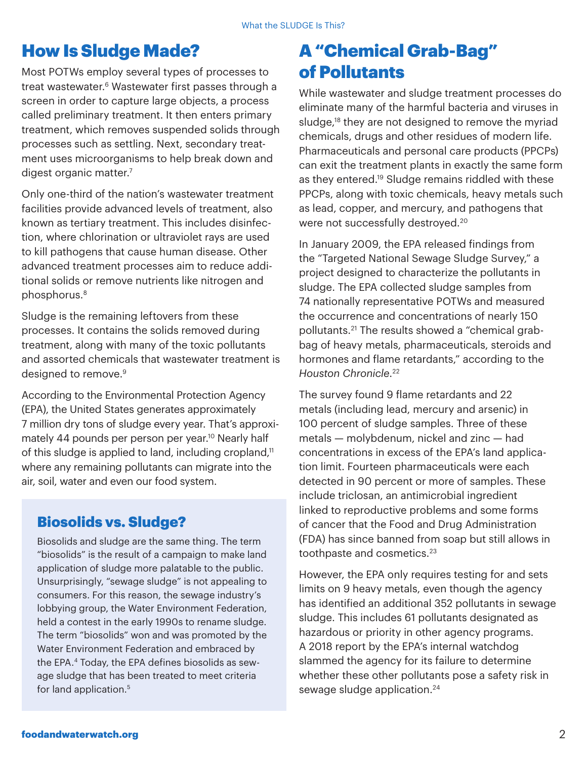## How Is Sludge Made?

Most POTWs employ several types of processes to treat wastewater.[6] Wastewater first passes through a screen in order to capture large objects, a process called preliminary treatment. It then enters primary treatment, which removes suspended solids through processes such as settling. Next, secondary treatment uses microorganisms to help break down and digest organic matter.[7]

Only one-third of the nation's wastewater treatment facilities provide advanced levels of treatment, also known as tertiary treatment. This includes disinfection, where chlorination or ultraviolet rays are used to kill pathogens that cause human disease. Other advanced treatment processes aim to reduce additional solids or remove nutrients like nitrogen and phosphorus.[8]

Sludge is the remaining leftovers from these processes. It contains the solids removed during treatment, along with many of the toxic pollutants and assorted chemicals that wastewater treatment is designed to remove.[9]

According to the Environmental Protection Agency (EPA), the United States generates approximately 7 million dry tons of sludge every year. That's approximately 44 pounds per person per year.[10] Nearly half of this sludge is applied to land, including cropland,[11] where any remaining pollutants can migrate into the air, soil, water and even our food system.

### Biosolids vs. Sludge?

Biosolids and sludge are the same thing. The term "biosolids" is the result of a campaign to make land application of sludge more palatable to the public. Unsurprisingly, "sewage sludge" is not appealing to consumers. For this reason, the sewage industry's lobbying group, the Water Environment Federation, held a contest in the early 1990s to rename sludge. The term "biosolids" won and was promoted by the Water Environment Federation and embraced by the EPA.[4] Today, the EPA defines biosolids as sewage sludge that has been treated to meet criteria for land application.[5]

## A "Chemical Grab-Bag" of Pollutants

While wastewater and sludge treatment processes do eliminate many of the harmful bacteria and viruses in sludge,[18] they are not designed to remove the myriad chemicals, drugs and other residues of modern life. Pharmaceuticals and personal care products (PPCPs) can exit the treatment plants in exactly the same form as they entered.[19] Sludge remains riddled with these PPCPs, along with toxic chemicals, heavy metals such as lead, copper, and mercury, and pathogens that were not successfully destroyed.[20]

In January 2009, the EPA released findings from the "Targeted National Sewage Sludge Survey," a project designed to characterize the pollutants in sludge. The EPA collected sludge samples from 74 nationally representative POTWs and measured the occurrence and concentrations of nearly 150 pollutants.[21] The results showed a "chemical grab-bag of heavy metals, pharmaceuticals, steroids and hormones and flame retardants," according to the *Houston Chronicle*.[22]

The survey found 9 flame retardants and 22 metals (including lead, mercury and arsenic) in 100 percent of sludge samples. Three of these metals — molybdenum, nickel and zinc — had concentrations in excess of the EPA's land application limit. Fourteen pharmaceuticals were each detected in 90 percent or more of samples. These include triclosan, an antimicrobial ingredient linked to reproductive problems and some forms of cancer that the Food and Drug Administration (FDA) has since banned from soap but still allows in toothpaste and cosmetics.[23]

However, the EPA only requires testing for and sets limits on 9 heavy metals, even though the agency has identified an additional 352 pollutants in sewage sludge. This includes 61 pollutants designated as hazardous or priority in other agency programs. A 2018 report by the EPA's internal watchdog slammed the agency for its failure to determine whether these other pollutants pose a safety risk in sewage sludge application.[24]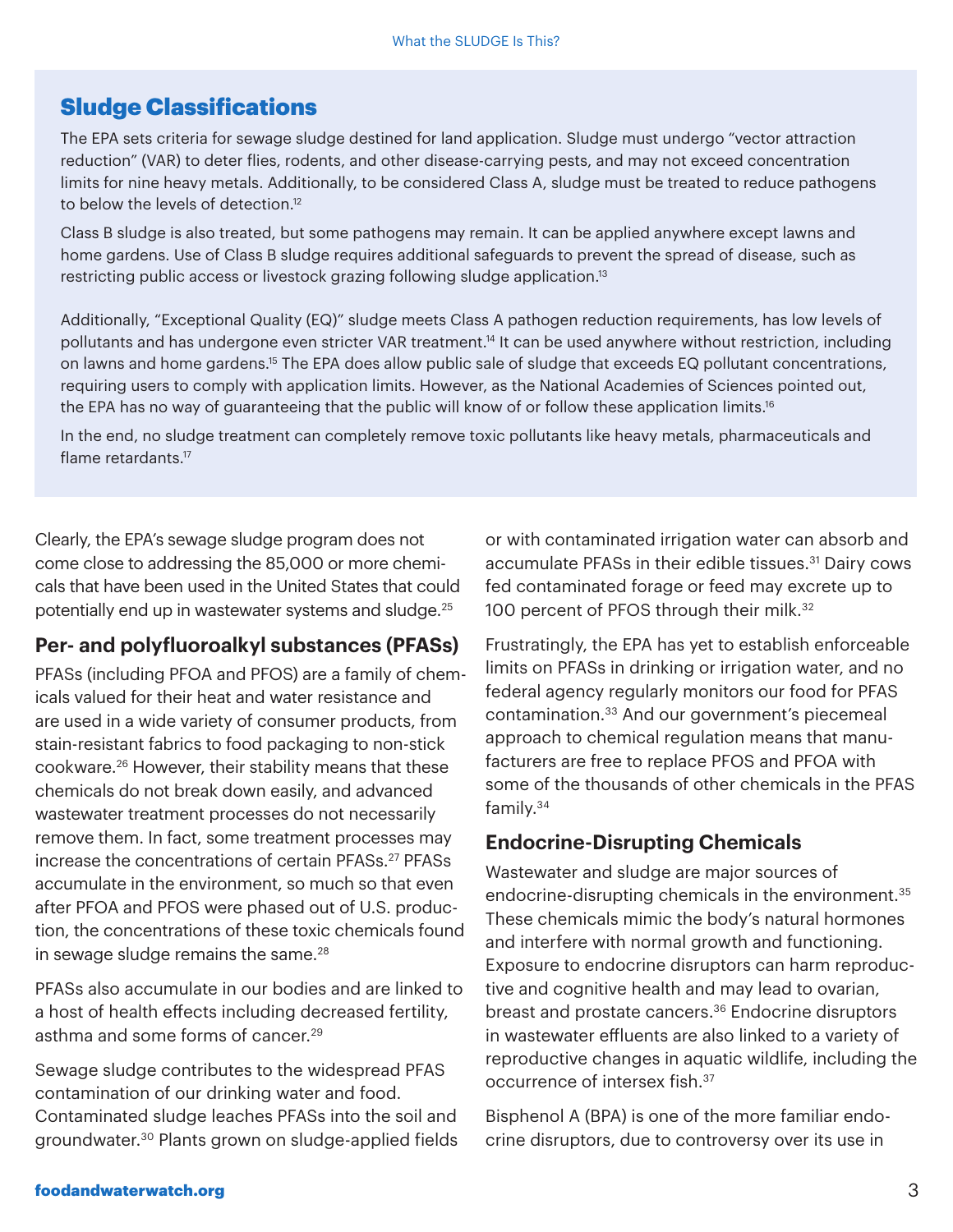## Sludge Classifications

The EPA sets criteria for sewage sludge destined for land application. Sludge must undergo "vector attraction reduction" (VAR) to deter flies, rodents, and other disease-carrying pests, and may not exceed concentration limits for nine heavy metals. Additionally, to be considered Class A, sludge must be treated to reduce pathogens to below the levels of detection.[12]

Class B sludge is also treated, but some pathogens may remain. It can be applied anywhere except lawns and home gardens. Use of Class B sludge requires additional safeguards to prevent the spread of disease, such as restricting public access or livestock grazing following sludge application.[13]

Additionally, "Exceptional Quality (EQ)" sludge meets Class A pathogen reduction requirements, has low levels of pollutants and has undergone even stricter VAR treatment.[14] It can be used anywhere without restriction, including on lawns and home gardens.[15] The EPA does allow public sale of sludge that exceeds EQ pollutant concentrations, requiring users to comply with application limits. However, as the National Academies of Sciences pointed out, the EPA has no way of guaranteeing that the public will know of or follow these application limits.[16]

In the end, no sludge treatment can completely remove toxic pollutants like heavy metals, pharmaceuticals and flame retardants.[17]

Clearly, the EPA's sewage sludge program does not come close to addressing the 85,000 or more chemicals that have been used in the United States that could potentially end up in wastewater systems and sludge.[25]

### Per- and polyfluoroalkyl substances (PFASs)

PFASs (including PFOA and PFOS) are a family of chemicals valued for their heat and water resistance and are used in a wide variety of consumer products, from stain-resistant fabrics to food packaging to non-stick cookware.[26] However, their stability means that these chemicals do not break down easily, and advanced wastewater treatment processes do not necessarily remove them. In fact, some treatment processes may increase the concentrations of certain PFASs.[27] PFASs accumulate in the environment, so much so that even after PFOA and PFOS were phased out of U.S. production, the concentrations of these toxic chemicals found in sewage sludge remains the same.[28]

PFASs also accumulate in our bodies and are linked to a host of health effects including decreased fertility, asthma and some forms of cancer.[29]

Sewage sludge contributes to the widespread PFAS contamination of our drinking water and food. Contaminated sludge leaches PFASs into the soil and groundwater.[30] Plants grown on sludge-applied fields or with contaminated irrigation water can absorb and accumulate PFASs in their edible tissues.[31] Dairy cows fed contaminated forage or feed may excrete up to 100 percent of PFOS through their milk.[32]

Frustratingly, the EPA has yet to establish enforceable limits on PFASs in drinking or irrigation water, and no federal agency regularly monitors our food for PFAS contamination.[33] And our government's piecemeal approach to chemical regulation means that manufacturers are free to replace PFOS and PFOA with some of the thousands of other chemicals in the PFAS family.[34]

### Endocrine-Disrupting Chemicals

Wastewater and sludge are major sources of endocrine-disrupting chemicals in the environment.[35] These chemicals mimic the body's natural hormones and interfere with normal growth and functioning. Exposure to endocrine disruptors can harm reproductive and cognitive health and may lead to ovarian, breast and prostate cancers.[36] Endocrine disruptors in wastewater effluents are also linked to a variety of reproductive changes in aquatic wildlife, including the occurrence of intersex fish.[37]

Bisphenol A (BPA) is one of the more familiar endocrine disruptors, due to controversy over its use in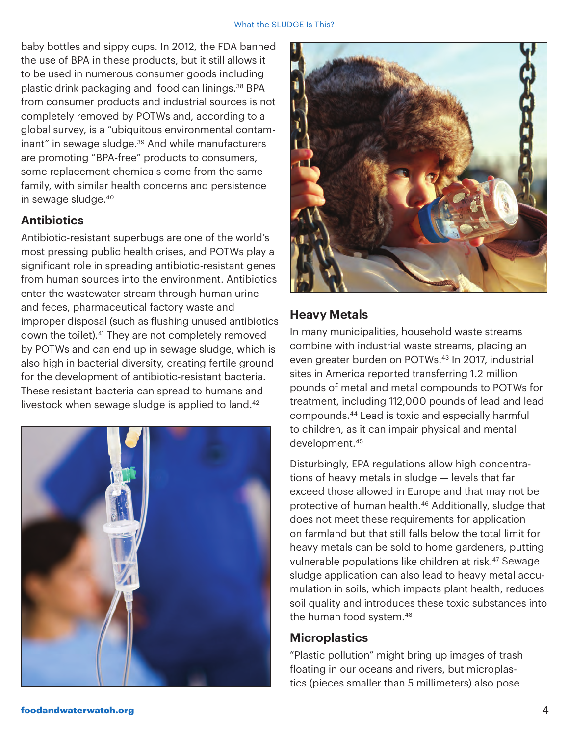baby bottles and sippy cups. In 2012, the FDA banned the use of BPA in these products, but it still allows it to be used in numerous consumer goods including plastic drink packaging and food can linings.[38] BPA from consumer products and industrial sources is not completely removed by POTWs and, according to a global survey, is a "ubiquitous environmental contaminant" in sewage sludge.[39] And while manufacturers are promoting "BPA-free" products to consumers, some replacement chemicals come from the same family, with similar health concerns and persistence in sewage sludge.[40]

### Antibiotics

Antibiotic-resistant superbugs are one of the world's most pressing public health crises, and POTWs play a significant role in spreading antibiotic-resistant genes from human sources into the environment. Antibiotics enter the wastewater stream through human urine and feces, pharmaceutical factory waste and improper disposal (such as flushing unused antibiotics down the toilet).[41] They are not completely removed by POTWs and can end up in sewage sludge, which is also high in bacterial diversity, creating fertile ground for the development of antibiotic-resistant bacteria. These resistant bacteria can spread to humans and livestock when sewage sludge is applied to land.[42]

### Heavy Metals

In many municipalities, household waste streams combine with industrial waste streams, placing an even greater burden on POTWs.[43] In 2017, industrial sites in America reported transferring 1.2 million pounds of metal and metal compounds to POTWs for treatment, including 112,000 pounds of lead and lead compounds.[44] Lead is toxic and especially harmful to children, as it can impair physical and mental development.[45]

Disturbingly, EPA regulations allow high concentrations of heavy metals in sludge — levels that far exceed those allowed in Europe and that may not be protective of human health.[46] Additionally, sludge that does not meet these requirements for application on farmland but that still falls below the total limit for heavy metals can be sold to home gardeners, putting vulnerable populations like children at risk.[47] Sewage sludge application can also lead to heavy metal accumulation in soils, which impacts plant health, reduces soil quality and introduces these toxic substances into the human food system.[48]

### Microplastics

"Plastic pollution" might bring up images of trash floating in our oceans and rivers, but microplastics (pieces smaller than 5 millimeters) also pose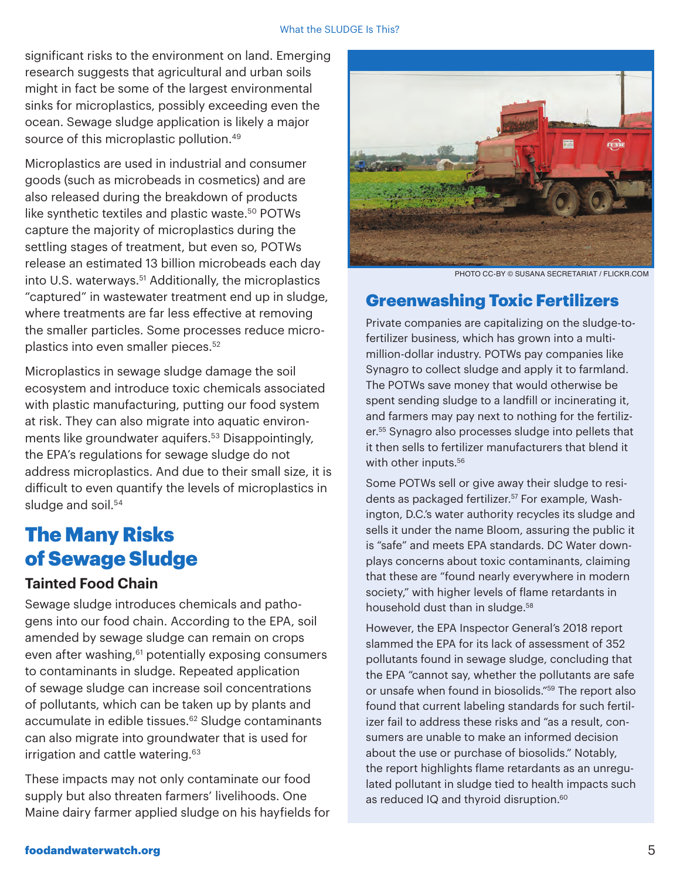significant risks to the environment on land. Emerging research suggests that agricultural and urban soils might in fact be some of the largest environmental sinks for microplastics, possibly exceeding even the ocean. Sewage sludge application is likely a major source of this microplastic pollution.[49]

Microplastics are used in industrial and consumer goods (such as microbeads in cosmetics) and are also released during the breakdown of products like synthetic textiles and plastic waste.[50] POTWs capture the majority of microplastics during the settling stages of treatment, but even so, POTWs release an estimated 13 billion microbeads each day into U.S. waterways.[51] Additionally, the microplastics "captured" in wastewater treatment end up in sludge, where treatments are far less effective at removing the smaller particles. Some processes reduce microplastics into even smaller pieces.[52]

Microplastics in sewage sludge damage the soil ecosystem and introduce toxic chemicals associated with plastic manufacturing, putting our food system at risk. They can also migrate into aquatic environments like groundwater aquifers.[53] Disappointingly, the EPA's regulations for sewage sludge do not address microplastics. And due to their small size, it is difficult to even quantify the levels of microplastics in sludge and soil.[54]

## The Many Risks of Sewage Sludge

### Tainted Food Chain

Sewage sludge introduces chemicals and pathogens into our food chain. According to the EPA, soil amended by sewage sludge can remain on crops even after washing,[61] potentially exposing consumers to contaminants in sludge. Repeated application of sewage sludge can increase soil concentrations of pollutants, which can be taken up by plants and accumulate in edible tissues.[62] Sludge contaminants can also migrate into groundwater that is used for irrigation and cattle watering.[63]

These impacts may not only contaminate our food supply but also threaten farmers' livelihoods. One Maine dairy farmer applied sludge on his hayfields for

PHOTO CC-BY © SUSANA SECRETARIAT / FLICKR.COM

## Greenwashing Toxic Fertilizers

Private companies are capitalizing on the sludge-to-fertilizer business, which has grown into a multi-million-dollar industry. POTWs pay companies like Synagro to collect sludge and apply it to farmland. The POTWs save money that would otherwise be spent sending sludge to a landfill or incinerating it, and farmers may pay next to nothing for the fertilizer.[55] Synagro also processes sludge into pellets that it then sells to fertilizer manufacturers that blend it with other inputs.[56]

Some POTWs sell or give away their sludge to residents as packaged fertilizer.[57] For example, Washington, D.C.'s water authority recycles its sludge and sells it under the name Bloom, assuring the public it is "safe" and meets EPA standards. DC Water downplays concerns about toxic contaminants, claiming that these are "found nearly everywhere in modern society," with higher levels of flame retardants in household dust than in sludge.[58]

However, the EPA Inspector General's 2018 report slammed the EPA for its lack of assessment of 352 pollutants found in sewage sludge, concluding that the EPA "cannot say, whether the pollutants are safe or unsafe when found in biosolids."[59] The report also found that current labeling standards for such fertilizer fail to address these risks and "as a result, consumers are unable to make an informed decision about the use or purchase of biosolids." Notably, the report highlights flame retardants as an unregulated pollutant in sludge tied to health impacts such as reduced IQ and thyroid disruption.[60]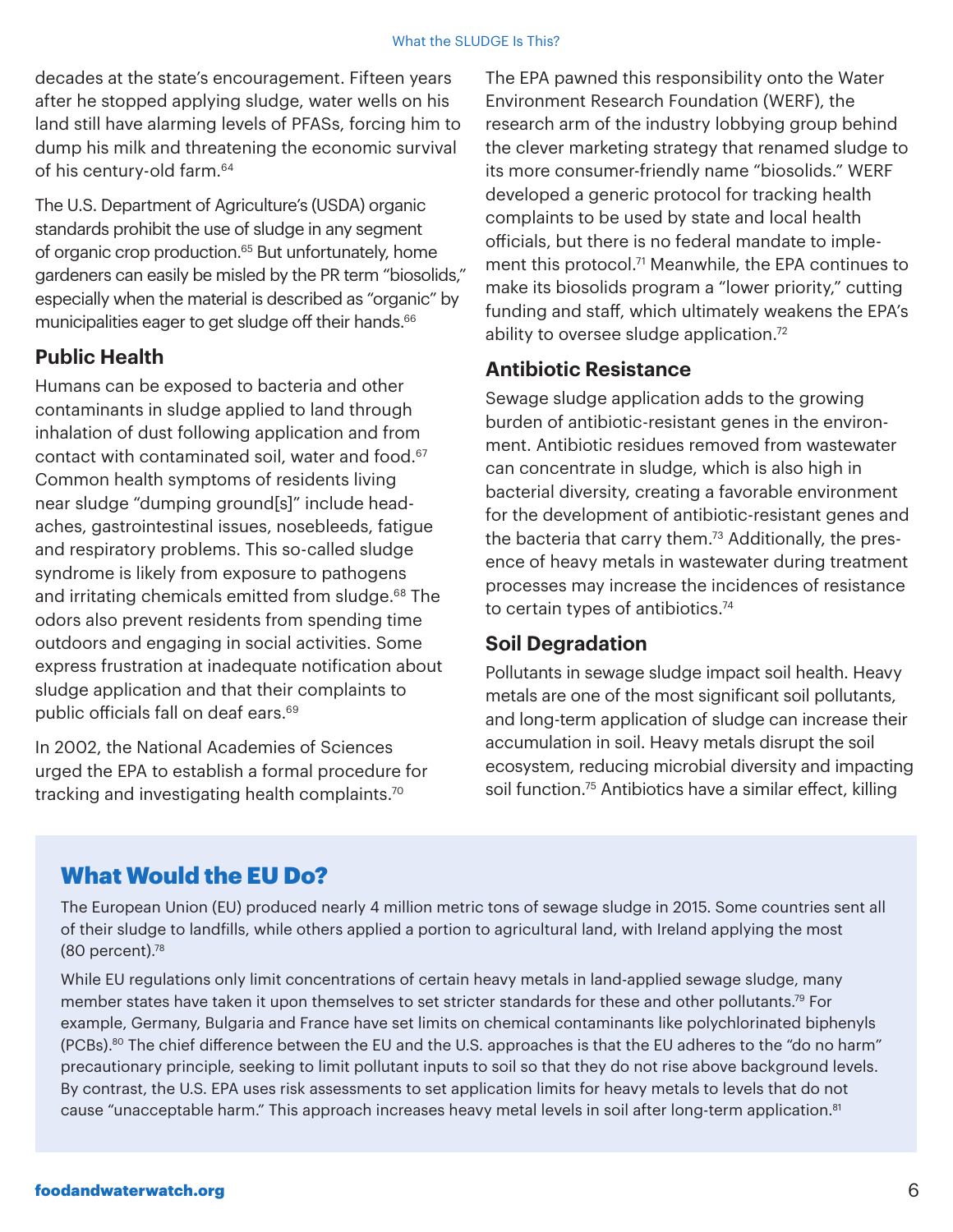decades at the state's encouragement. Fifteen years after he stopped applying sludge, water wells on his land still have alarming levels of PFASs, forcing him to dump his milk and threatening the economic survival of his century-old farm.[64]

The U.S. Department of Agriculture's (USDA) organic standards prohibit the use of sludge in any segment of organic crop production.[65] But unfortunately, home gardeners can easily be misled by the PR term "biosolids," especially when the material is described as "organic" by municipalities eager to get sludge off their hands.[66]

## Public Health

Humans can be exposed to bacteria and other contaminants in sludge applied to land through inhalation of dust following application and from contact with contaminated soil, water and food.[67] Common health symptoms of residents living near sludge "dumping ground[s]" include headaches, gastrointestinal issues, nosebleeds, fatigue and respiratory problems. This so-called sludge syndrome is likely from exposure to pathogens and irritating chemicals emitted from sludge.[68] The odors also prevent residents from spending time outdoors and engaging in social activities. Some express frustration at inadequate notification about sludge application and that their complaints to public officials fall on deaf ears.[69]

In 2002, the National Academies of Sciences urged the EPA to establish a formal procedure for tracking and investigating health complaints.[70] The EPA pawned this responsibility onto the Water Environment Research Foundation (WERF), the research arm of the industry lobbying group behind the clever marketing strategy that renamed sludge to its more consumer-friendly name "biosolids." WERF developed a generic protocol for tracking health complaints to be used by state and local health officials, but there is no federal mandate to implement this protocol.[71] Meanwhile, the EPA continues to make its biosolids program a "lower priority," cutting funding and staff, which ultimately weakens the EPA's ability to oversee sludge application.[72]

## Antibiotic Resistance

Sewage sludge application adds to the growing burden of antibiotic-resistant genes in the environment. Antibiotic residues removed from wastewater can concentrate in sludge, which is also high in bacterial diversity, creating a favorable environment for the development of antibiotic-resistant genes and the bacteria that carry them.[73] Additionally, the presence of heavy metals in wastewater during treatment processes may increase the incidences of resistance to certain types of antibiotics.[74]

## Soil Degradation

Pollutants in sewage sludge impact soil health. Heavy metals are one of the most significant soil pollutants, and long-term application of sludge can increase their accumulation in soil. Heavy metals disrupt the soil ecosystem, reducing microbial diversity and impacting soil function.[75] Antibiotics have a similar effect, killing

## What Would the EU Do?

The European Union (EU) produced nearly 4 million metric tons of sewage sludge in 2015. Some countries sent all of their sludge to landfills, while others applied a portion to agricultural land, with Ireland applying the most (80 percent).[78]

While EU regulations only limit concentrations of certain heavy metals in land-applied sewage sludge, many member states have taken it upon themselves to set stricter standards for these and other pollutants.[79] For example, Germany, Bulgaria and France have set limits on chemical contaminants like polychlorinated biphenyls (PCBs).[80] The chief difference between the EU and the U.S. approaches is that the EU adheres to the "do no harm" precautionary principle, seeking to limit pollutant inputs to soil so that they do not rise above background levels. By contrast, the U.S. EPA uses risk assessments to set application limits for heavy metals to levels that do not cause "unacceptable harm." This approach increases heavy metal levels in soil after long-term application.[81]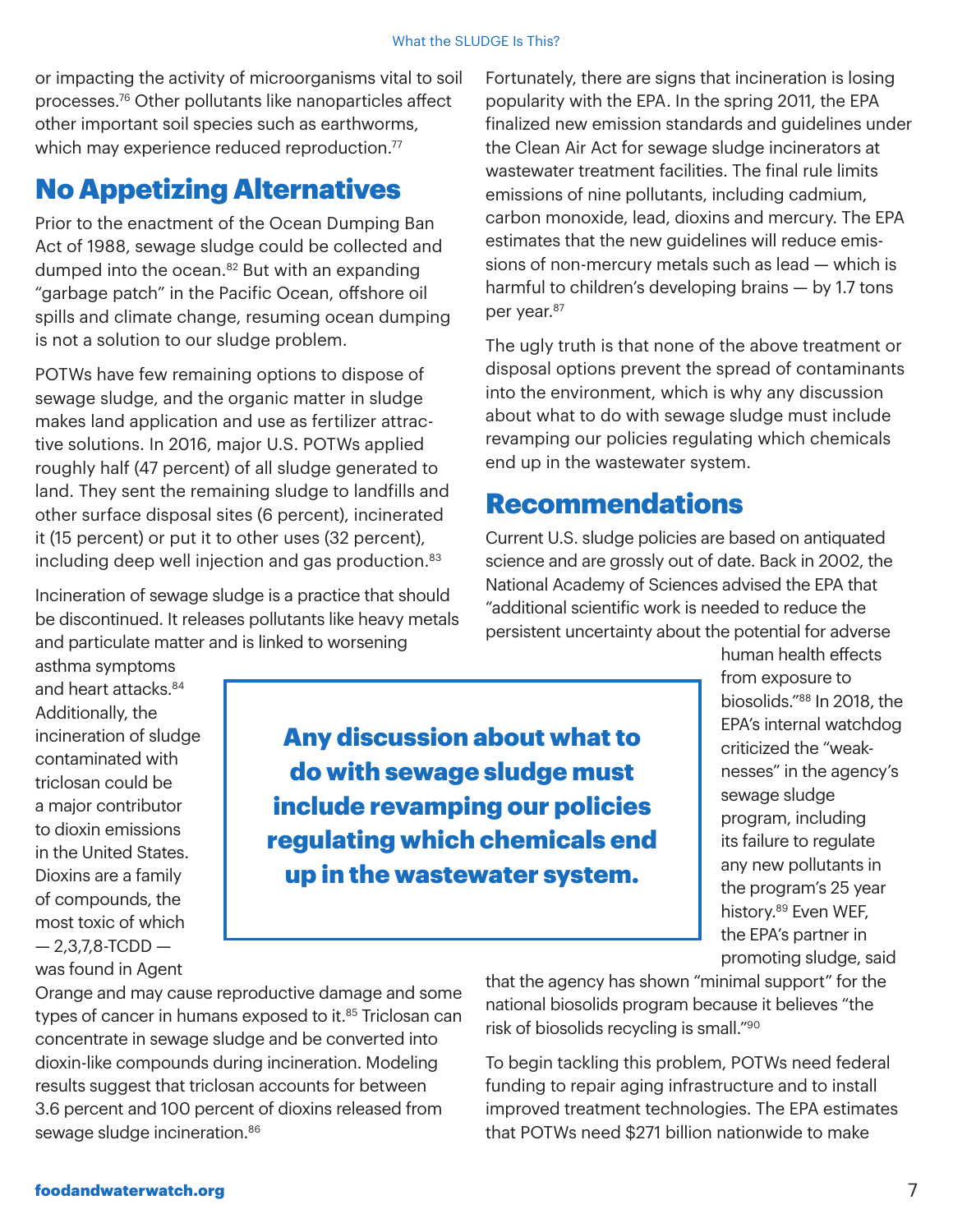or impacting the activity of microorganisms vital to soil processes.[76] Other pollutants like nanoparticles affect other important soil species such as earthworms, which may experience reduced reproduction.[77]

## No Appetizing Alternatives

Prior to the enactment of the Ocean Dumping Ban Act of 1988, sewage sludge could be collected and dumped into the ocean.[82] But with an expanding "garbage patch" in the Pacific Ocean, offshore oil spills and climate change, resuming ocean dumping is not a solution to our sludge problem.

POTWs have few remaining options to dispose of sewage sludge, and the organic matter in sludge makes land application and use as fertilizer attractive solutions. In 2016, major U.S. POTWs applied roughly half (47 percent) of all sludge generated to land. They sent the remaining sludge to landfills and other surface disposal sites (6 percent), incinerated it (15 percent) or put it to other uses (32 percent), including deep well injection and gas production.[83]

Incineration of sewage sludge is a practice that should be discontinued. It releases pollutants like heavy metals and particulate matter and is linked to worsening asthma symptoms and heart attacks.[84] Additionally, the incineration of sludge contaminated with triclosan could be a major contributor to dioxin emissions in the United States. Dioxins are a family of compounds, the most toxic of which — 2,3,7,8-TCDD — was found in Agent Orange and may cause reproductive damage and some types of cancer in humans exposed to it.[85] Triclosan can concentrate in sewage sludge and be converted into dioxin-like compounds during incineration. Modeling results suggest that triclosan accounts for between 3.6 percent and 100 percent of dioxins released from sewage sludge incineration.[86]

Fortunately, there are signs that incineration is losing popularity with the EPA. In the spring 2011, the EPA finalized new emission standards and guidelines under the Clean Air Act for sewage sludge incinerators at wastewater treatment facilities. The final rule limits emissions of nine pollutants, including cadmium, carbon monoxide, lead, dioxins and mercury. The EPA estimates that the new guidelines will reduce emissions of non-mercury metals such as lead — which is harmful to children's developing brains — by 1.7 tons per year.[87]

The ugly truth is that none of the above treatment or disposal options prevent the spread of contaminants into the environment, which is why any discussion about what to do with sewage sludge must include revamping our policies regulating which chemicals end up in the wastewater system.

**Any discussion about what to do with sewage sludge must include revamping our policies regulating which chemicals end up in the wastewater system.**

## Recommendations

Current U.S. sludge policies are based on antiquated science and are grossly out of date. Back in 2002, the National Academy of Sciences advised the EPA that "additional scientific work is needed to reduce the persistent uncertainty about the potential for adverse human health effects from exposure to biosolids."[88] In 2018, the EPA's internal watchdog criticized the "weaknesses" in the agency's sewage sludge program, including its failure to regulate any new pollutants in the program's 25 year history.[89] Even WEF, the EPA's partner in promoting sludge, said that the agency has shown "minimal support" for the national biosolids program because it believes "the risk of biosolids recycling is small."[90]

To begin tackling this problem, POTWs need federal funding to repair aging infrastructure and to install improved treatment technologies. The EPA estimates that POTWs need $271 billion nationwide to make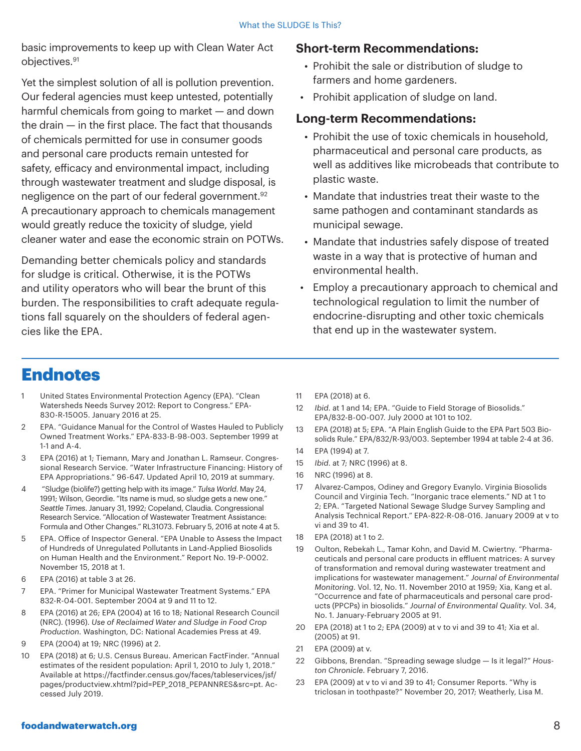basic improvements to keep up with Clean Water Act objectives.[91]

Yet the simplest solution of all is pollution prevention. Our federal agencies must keep untested, potentially harmful chemicals from going to market — and down the drain — in the first place. The fact that thousands of chemicals permitted for use in consumer goods and personal care products remain untested for safety, efficacy and environmental impact, including through wastewater treatment and sludge disposal, is negligence on the part of our federal government.[92] A precautionary approach to chemicals management would greatly reduce the toxicity of sludge, yield cleaner water and ease the economic strain on POTWs.

Demanding better chemicals policy and standards for sludge is critical. Otherwise, it is the POTWs and utility operators who will bear the brunt of this burden. The responsibilities to craft adequate regulations fall squarely on the shoulders of federal agencies like the EPA.

### Short-term Recommendations:

- Prohibit the sale or distribution of sludge to farmers and home gardeners.
- Prohibit application of sludge on land.

### Long-term Recommendations:

- Prohibit the use of toxic chemicals in household, pharmaceutical and personal care products, as well as additives like microbeads that contribute to plastic waste.
- Mandate that industries treat their waste to the same pathogen and contaminant standards as municipal sewage.
- Mandate that industries safely dispose of treated waste in a way that is protective of human and environmental health.
- Employ a precautionary approach to chemical and technological regulation to limit the number of endocrine-disrupting and other toxic chemicals that end up in the wastewater system.

## Endnotes

1. United States Environmental Protection Agency (EPA). "Clean Watersheds Needs Survey 2012: Report to Congress." EPA-830-R-15005. January 2016 at 25.
2. EPA. "Guidance Manual for the Control of Wastes Hauled to Publicly Owned Treatment Works." EPA-833-B-98-003. September 1999 at 1-1 and A-4.
3. EPA (2016) at 1; Tiemann, Mary and Jonathan L. Ramseur. Congressional Research Service. "Water Infrastructure Financing: History of EPA Appropriations." 96-647. Updated April 10, 2019 at summary.
4. "Sludge (biolife?) getting help with its image." *Tulsa World*. May 24, 1991; Wilson, Geordie. "Its name is mud, so sludge gets a new one." *Seattle Times*. January 31, 1992; Copeland, Claudia. Congressional Research Service. "Allocation of Wastewater Treatment Assistance: Formula and Other Changes." RL31073. February 5, 2016 at note 4 at 5.
5. EPA. Office of Inspector General. "EPA Unable to Assess the Impact of Hundreds of Unregulated Pollutants in Land-Applied Biosolids on Human Health and the Environment." Report No. 19-P-0002. November 15, 2018 at 1.
6. EPA (2016) at table 3 at 26.
7. EPA. "Primer for Municipal Wastewater Treatment Systems." EPA 832-R-04-001. September 2004 at 9 and 11 to 12.
8. EPA (2016) at 26; EPA (2004) at 16 to 18; National Research Council (NRC). (1996). *Use of Reclaimed Water and Sludge in Food Crop Production*. Washington, DC: National Academies Press at 49.
9. EPA (2004) at 19; NRC (1996) at 2.
10. EPA (2018) at 6; U.S. Census Bureau. American FactFinder. "Annual estimates of the resident population: April 1, 2010 to July 1, 2018." Available at https://factfinder.census.gov/faces/tableservices/jsf/pages/productview.xhtml?pid=PEP_2018_PEPANNRES&src=pt. Accessed July 2019.
11. EPA (2018) at 6.
12. *Ibid.* at 1 and 14; EPA. "Guide to Field Storage of Biosolids." EPA/832-B-00-007. July 2000 at 101 to 102.
13. EPA (2018) at 5; EPA. "A Plain English Guide to the EPA Part 503 Biosolids Rule." EPA/832/R-93/003. September 1994 at table 2-4 at 36.
14. EPA (1994) at 7.
15. *Ibid.* at 7; NRC (1996) at 8.
16. NRC (1996) at 8.
17. Alvarez-Campos, Odiney and Gregory Evanylo. Virginia Biosolids Council and Virginia Tech. "Inorganic trace elements." ND at 1 to 2; EPA. "Targeted National Sewage Sludge Survey Sampling and Analysis Technical Report." EPA-822-R-08-016. January 2009 at v to vi and 39 to 41.
18. EPA (2018) at 1 to 2.
19. Oulton, Rebekah L., Tamar Kohn, and David M. Cwiertny. "Pharmaceuticals and personal care products in effluent matrices: A survey of transformation and removal during wastewater treatment and implications for wastewater management." *Journal of Environmental Monitoring*. Vol. 12, No. 11. November 2010 at 1959; Xia, Kang et al. "Occurrence and fate of pharmaceuticals and personal care products (PPCPs) in biosolids." *Journal of Environmental Quality*. Vol. 34, No. 1. January-February 2005 at 91.
20. EPA (2018) at 1 to 2; EPA (2009) at v to vi and 39 to 41; Xia et al. (2005) at 91.
21. EPA (2009) at v.
22. Gibbons, Brendan. "Spreading sewage sludge — Is it legal?" *Houston Chronicle*. February 7, 2016.
23. EPA (2009) at v to vi and 39 to 41; Consumer Reports. "Why is triclosan in toothpaste?" November 20, 2017; Weatherly, Lisa M.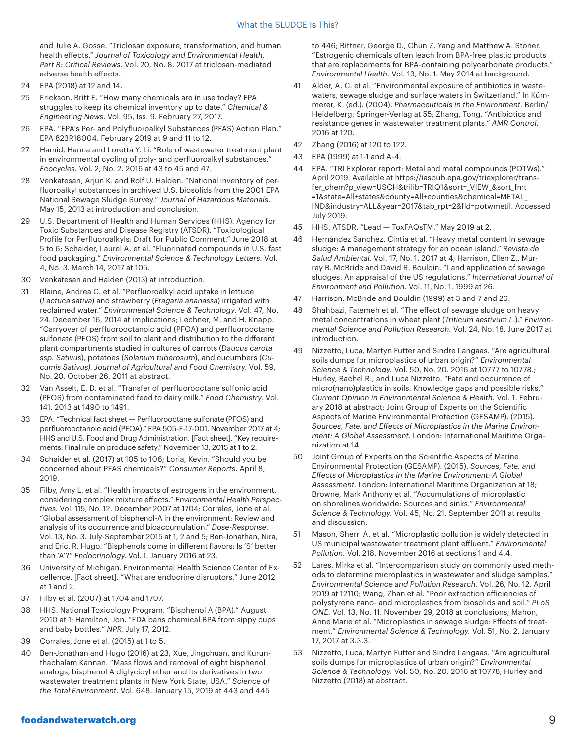and Julie A. Gosse. "Triclosan exposure, transformation, and human health effects." *Journal of Toxicology and Environmental Health, Part B: Critical Reviews.* Vol. 20, No. 8. 2017 at triclosan-mediated adverse health effects.

24 EPA (2018) at 12 and 14.

25 Erickson, Britt E. "How many chemicals are in use today? EPA struggles to keep its chemical inventory up to date." *Chemical & Engineering News*. Vol. 95, Iss. 9. February 27, 2017.

26 EPA. "EPA's Per- and Polyfluoroalkyl Substances (PFAS) Action Plan." EPA 823R18004. February 2019 at 9 and 11 to 12.

27 Hamid, Hanna and Loretta Y. Li. "Role of wastewater treatment plant in environmental cycling of poly- and perfluoroalkyl substances." *Ecocycles.* Vol. 2, No. 2. 2016 at 43 to 45 and 47.

28 Venkatesan, Arjun K. and Rolf U. Halden. "National inventory of perfluoroalkyl substances in archived U.S. biosolids from the 2001 EPA National Sewage Sludge Survey." *Journal of Hazardous Materials*. May 15, 2013 at introduction and conclusion.

29 U.S. Department of Health and Human Services (HHS). Agency for Toxic Substances and Disease Registry (ATSDR). "Toxicological Profile for Perfluoroalkyls: Draft for Public Comment." June 2018 at 5 to 6; Schaider, Laurel A. et al. "Fluorinated compounds in U.S. fast food packaging." *Environmental Science & Technology Letters.* Vol. 4, No. 3. March 14, 2017 at 105.

30 Venkatesan and Halden (2013) at introduction.

31 Blaine, Andrea C. et al. "Perfluoroalkyl acid uptake in lettuce (*Lactuca sativa*) and strawberry (*Fragaria ananassa*) irrigated with reclaimed water." *Environmental Science & Technology.* Vol. 47, No. 24. December 16, 2014 at implications; Lechner, M. and H. Knapp. "Carryover of perfluorooctanoic acid (PFOA) and perfluorooctane sulfonate (PFOS) from soil to plant and distribution to the different plant compartments studied in cultures of carrots (*Daucus carota ssp. Sativus*), potatoes (*Solanum tuberosum*), and cucumbers (*Cucumis Sativus*). *Journal of Agricultural and Food Chemistry.* Vol. 59, No. 20. October 26, 2011 at abstract.

32 Van Asselt, E. D. et al. "Transfer of perfluorooctane sulfonic acid (PFOS) from contaminated feed to dairy milk." *Food Chemistry.* Vol. 141. 2013 at 1490 to 1491.

33 EPA. "Technical fact sheet — Perfluorooctane sulfonate (PFOS) and perfluorooctanoic acid (PFOA)." EPA 505-F-17-001. November 2017 at 4; HHS and U.S. Food and Drug Administration. [Fact sheet]. "Key requirements: Final rule on produce safety." November 13, 2015 at 1 to 2.

34 Schaider et al. (2017) at 105 to 106; Loria, Kevin. "Should you be concerned about PFAS chemicals?" *Consumer Reports.* April 8, 2019.

35 Filby, Amy L. et al. "Health impacts of estrogens in the environment, considering complex mixture effects." *Environmental Health Perspectives.* Vol. 115, No. 12. December 2007 at 1704; Corrales, Jone et al. "Global assessment of bisphenol-A in the environment: Review and analysis of its occurrence and bioaccumulation." *Dose-Response.* Vol. 13, No. 3. July-September 2015 at 1, 2 and 5; Ben-Jonathan, Nira, and Eric. R. Hugo. "Bisphenols come in different flavors: Is 'S' better than 'A'?" *Endocrinology.* Vol. 1. January 2016 at 23.

36 University of Michigan. Environmental Health Science Center of Excellence. [Fact sheet]. "What are endocrine disruptors." June 2012 at 1 and 2.

37 Filby et al. (2007) at 1704 and 1707.

38 HHS. National Toxicology Program. "Bisphenol A (BPA)." August 2010 at 1; Hamilton, Jon. "FDA bans chemical BPA from sippy cups and baby bottles." *NPR*. July 17, 2012.

39 Corrales, Jone et al. (2015) at 1 to 5.

40 Ben-Jonathan and Hugo (2016) at 23; Xue, Jingchuan, and Kurunthachalam Kannan. "Mass flows and removal of eight bisphenol analogs, bisphenol A diglycidyl ether and its derivatives in two wastewater treatment plants in New York State, USA." *Science of the Total Environment*. Vol. 648. January 15, 2019 at 443 and 445 to 446; Bittner, George D., Chun Z. Yang and Matthew A. Stoner. "Estrogenic chemicals often leach from BPA-free plastic products that are replacements for BPA-containing polycarbonate products." *Environmental Health.* Vol. 13, No. 1. May 2014 at background.

41 Alder, A. C. et al. "Environmental exposure of antibiotics in wastewaters, sewage sludge and surface waters in Switzerland." In Kümmerer, K. (ed.). (2004). *Pharmaceuticals in the Environment.* Berlin/Heidelberg: Springer-Verlag at 55; Zhang, Tong. "Antibiotics and resistance genes in wastewater treatment plants." *AMR Control.* 2016 at 120.

42 Zhang (2016) at 120 to 122.

43 EPA (1999) at 1-1 and A-4.

44 EPA. "TRI Explorer report: Metal and metal compounds (POTWs)." April 2019. Available at https://iaspub.epa.gov/triexplorer/transfer_chem?p_view=USCH&trilib=TRIQ1&sort=_VIEW_&sort_fmt=1&state=All+states&county=All+counties&chemical=METAL_IND&industry=ALL&year=2017&tab_rpt=2&fld=potwmetil. Accessed July 2019.

45 HHS. ATSDR. "Lead — ToxFAQsTM." May 2019 at 2.

46 Hernández Sánchez, Cintia et al. "Heavy metal content in sewage sludge: A management strategy for an ocean island." *Revista de Salud Ambiental*. Vol. 17, No. 1. 2017 at 4; Harrison, Ellen Z., Murray B. McBride and David R. Bouldin. "Land application of sewage sludges: An appraisal of the US regulations." *International Journal of Environment and Pollution.* Vol. 11, No. 1. 1999 at 26.

47 Harrison, McBride and Bouldin (1999) at 3 and 7 and 26.

48 Shahbazi, Fatemeh et al. "The effect of sewage sludge on heavy metal concentrations in wheat plant (*Triticum aestivum L.*)." *Environmental Science and Pollution Research.* Vol. 24, No. 18. June 2017 at introduction.

49 Nizzetto, Luca, Martyn Futter and Sindre Langaas. "Are agricultural soils dumps for microplastics of urban origin?" *Environmental Science & Technology.* Vol. 50, No. 20. 2016 at 10777 to 10778.; Hurley, Rachel R., and Luca Nizzetto. "Fate and occurrence of micro(nano)plastics in soils: Knowledge gaps and possible risks." *Current Opinion in Environmental Science & Health.* Vol. 1. February 2018 at abstract; Joint Group of Experts on the Scientific Aspects of Marine Environmental Protection (GESAMP). (2015). *Sources, Fate, and Effects of Microplastics in the Marine Environment: A Global Assessment*. London: International Maritime Organization at 14.

50 Joint Group of Experts on the Scientific Aspects of Marine Environmental Protection (GESAMP). (2015). *Sources, Fate, and Effects of Microplastics in the Marine Environment: A Global Assessment.* London: International Maritime Organization at 18; Browne, Mark Anthony et al. "Accumulations of microplastic on shorelines worldwide: Sources and sinks." *Environmental Science & Technology.* Vol. 45, No. 21. September 2011 at results and discussion.

51 Mason, Sherri A. et al. "Microplastic pollution is widely detected in US municipal wastewater treatment plant effluent." *Environmental Pollution.* Vol. 218. November 2016 at sections 1 and 4.4.

52 Lares, Mirka et al. "Intercomparison study on commonly used methods to determine microplastics in wastewater and sludge samples." *Environmental Science and Pollution Research.* Vol. 26, No. 12. April 2019 at 12110; Wang, Zhan et al. "Poor extraction efficiencies of polystyrene nano- and microplastics from biosolids and soil." *PLoS ONE.* Vol. 13, No. 11. November 29, 2018 at conclusions; Mahon, Anne Marie et al. "Microplastics in sewage sludge: Effects of treatment." *Environmental Science & Technology.* Vol. 51, No. 2. January 17, 2017 at 3.3.3.

53 Nizzetto, Luca, Martyn Futter and Sindre Langaas. "Are agricultural soils dumps for microplastics of urban origin?" *Environmental Science & Technology.* Vol. 50, No. 20. 2016 at 10778; Hurley and Nizzetto (2018) at abstract.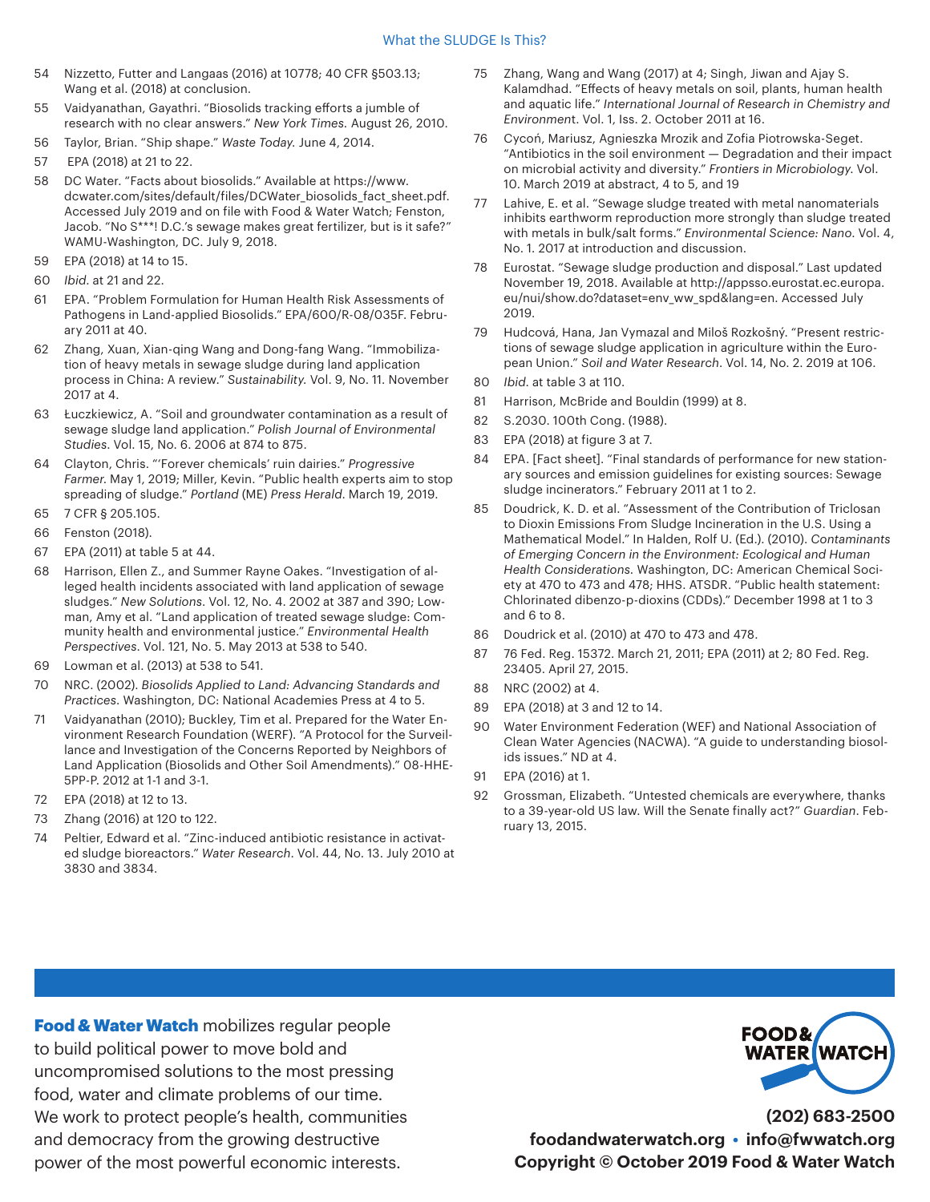54 Nizzetto, Futter and Langaas (2016) at 10778; 40 CFR §503.13; Wang et al. (2018) at conclusion.

55 Vaidyanathan, Gayathri. "Biosolids tracking efforts a jumble of research with no clear answers." *New York Times*. August 26, 2010.

56 Taylor, Brian. "Ship shape." *Waste Today*. June 4, 2014.

57 EPA (2018) at 21 to 22.

58 DC Water. "Facts about biosolids." Available at https://www.dcwater.com/sites/default/files/DCWater_biosolids_fact_sheet.pdf. Accessed July 2019 and on file with Food & Water Watch; Fenston, Jacob. "No S***! D.C.'s sewage makes great fertilizer, but is it safe?" WAMU-Washington, DC. July 9, 2018.

59 EPA (2018) at 14 to 15.

60 *Ibid*. at 21 and 22.

61 EPA. "Problem Formulation for Human Health Risk Assessments of Pathogens in Land-applied Biosolids." EPA/600/R-08/035F. February 2011 at 40.

62 Zhang, Xuan, Xian-qing Wang and Dong-fang Wang. "Immobilization of heavy metals in sewage sludge during land application process in China: A review." *Sustainability*. Vol. 9, No. 11. November 2017 at 4.

63 Łuczkiewicz, A. "Soil and groundwater contamination as a result of sewage sludge land application." *Polish Journal of Environmental Studies*. Vol. 15, No. 6. 2006 at 874 to 875.

64 Clayton, Chris. "'Forever chemicals' ruin dairies." *Progressive Farmer*. May 1, 2019; Miller, Kevin. "Public health experts aim to stop spreading of sludge." *Portland* (ME) *Press Herald*. March 19, 2019.

65 7 CFR § 205.105.

66 Fenston (2018).

67 EPA (2011) at table 5 at 44.

68 Harrison, Ellen Z., and Summer Rayne Oakes. "Investigation of alleged health incidents associated with land application of sewage sludges." *New Solutions*. Vol. 12, No. 4. 2002 at 387 and 390; Lowman, Amy et al. "Land application of treated sewage sludge: Community health and environmental justice." *Environmental Health Perspectives*. Vol. 121, No. 5. May 2013 at 538 to 540.

69 Lowman et al. (2013) at 538 to 541.

70 NRC. (2002). *Biosolids Applied to Land: Advancing Standards and Practices*. Washington, DC: National Academies Press at 4 to 5.

71 Vaidyanathan (2010); Buckley, Tim et al. Prepared for the Water Environment Research Foundation (WERF). "A Protocol for the Surveillance and Investigation of the Concerns Reported by Neighbors of Land Application (Biosolids and Other Soil Amendments)." 08-HHE-5PP-P. 2012 at 1-1 and 3-1.

72 EPA (2018) at 12 to 13.

73 Zhang (2016) at 120 to 122.

74 Peltier, Edward et al. "Zinc-induced antibiotic resistance in activated sludge bioreactors." *Water Research*. Vol. 44, No. 13. July 2010 at 3830 and 3834.

75 Zhang, Wang and Wang (2017) at 4; Singh, Jiwan and Ajay S. Kalamdhad. "Effects of heavy metals on soil, plants, human health and aquatic life." *International Journal of Research in Chemistry and Environment*. Vol. 1, Iss. 2. October 2011 at 16.

76 Cycoń, Mariusz, Agnieszka Mrozik and Zofia Piotrowska-Seget. "Antibiotics in the soil environment — Degradation and their impact on microbial activity and diversity." *Frontiers in Microbiology*. Vol. 10. March 2019 at abstract, 4 to 5, and 19

77 Lahive, E. et al. "Sewage sludge treated with metal nanomaterials inhibits earthworm reproduction more strongly than sludge treated with metals in bulk/salt forms." *Environmental Science: Nano*. Vol. 4, No. 1. 2017 at introduction and discussion.

78 Eurostat. "Sewage sludge production and disposal." Last updated November 19, 2018. Available at http://appsso.eurostat.ec.europa.eu/nui/show.do?dataset=env_ww_spd&lang=en. Accessed July 2019.

79 Hudcová, Hana, Jan Vymazal and Miloš Rozkošný. "Present restrictions of sewage sludge application in agriculture within the European Union." *Soil and Water Research*. Vol. 14, No. 2. 2019 at 106.

80 *Ibid*. at table 3 at 110.

81 Harrison, McBride and Bouldin (1999) at 8.

82 S.2030. 100th Cong. (1988).

83 EPA (2018) at figure 3 at 7.

84 EPA. [Fact sheet]. "Final standards of performance for new stationary sources and emission guidelines for existing sources: Sewage sludge incinerators." February 2011 at 1 to 2.

85 Doudrick, K. D. et al. "Assessment of the Contribution of Triclosan to Dioxin Emissions From Sludge Incineration in the U.S. Using a Mathematical Model." In Halden, Rolf U. (Ed.). (2010). *Contaminants of Emerging Concern in the Environment: Ecological and Human Health Considerations*. Washington, DC: American Chemical Society at 470 to 473 and 478; HHS. ATSDR. "Public health statement: Chlorinated dibenzo-p-dioxins (CDDs)." December 1998 at 1 to 3 and 6 to 8.

86 Doudrick et al. (2010) at 470 to 473 and 478.

87 76 Fed. Reg. 15372. March 21, 2011; EPA (2011) at 2; 80 Fed. Reg. 23405. April 27, 2015.

88 NRC (2002) at 4.

89 EPA (2018) at 3 and 12 to 14.

90 Water Environment Federation (WEF) and National Association of Clean Water Agencies (NACWA). "A guide to understanding biosolids issues." ND at 4.

91 EPA (2016) at 1.

92 Grossman, Elizabeth. "Untested chemicals are everywhere, thanks to a 39-year-old US law. Will the Senate finally act?" *Guardian*. February 13, 2015.

**Food & Water Watch** mobilizes regular people to build political power to move bold and uncompromised solutions to the most pressing food, water and climate problems of our time. We work to protect people's health, communities and democracy from the growing destructive power of the most powerful economic interests.

FOOD & WATER WATCH

**(202) 683-2500**

**foodandwaterwatch.org • info@fwwatch.org**

**Copyright © October 2019 Food & Water Watch**